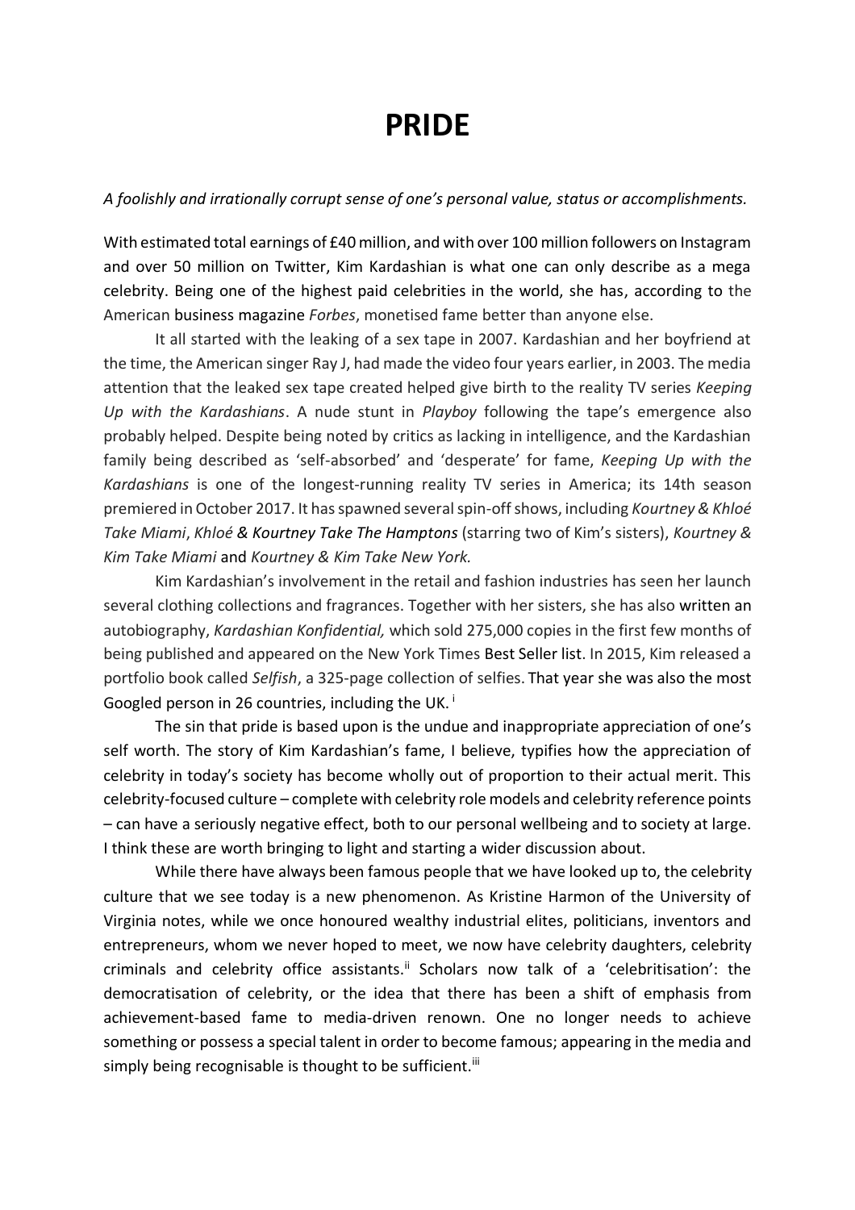# PRIDE

*A foolishly and irrationally corrupt sense of one's personal value, status or accomplishments.*

With estimated total earnings of £40 million, and with over 100 million followers on Instagram and over 50 million on Twitter, Kim Kardashian is what one can only describe as a mega celebrity. Being one of the highest paid celebrities in the world, she has, according to the American business magazine *Forbes*, monetised fame better than anyone else.

It all started with the leaking of a sex tape in 2007. Kardashian and her boyfriend at the time, the American singer Ray J, had made the video four years earlier, in 2003. The media attention that the leaked sex tape created helped give birth to the reality TV series *Keeping Up with the Kardashians*. A nude stunt in *Playboy* following the tape's emergence also probably helped. Despite being noted by critics as lacking in intelligence, and the Kardashian family being described as 'self-absorbed' and 'desperate' for fame, *Keeping Up with the Kardashians* is one of the longest-running reality TV series in America; its 14th season premiered in October 2017. It has spawned several spin-off shows, including *Kourtney & Khloé Take Miami*, *Khloé & Kourtney Take The Hamptons* (starring two of Kim's sisters), *Kourtney & Kim Take Miami* and *Kourtney & Kim Take New York.*

Kim Kardashian's involvement in the retail and fashion industries has seen her launch several clothing collections and fragrances. Together with her sisters, she has also written an autobiography, *Kardashian Konfidential,* which sold 275,000 copies in the first few months of being published and appeared on the New York Times Best Seller list. In 2015, Kim released a portfolio book called *Selfish*, a 325-page collection of selfies. That year she was also the most Googled person in 26 countries, including the UK.[i]

The sin that pride is based upon is the undue and inappropriate appreciation of one's self worth. The story of Kim Kardashian's fame, I believe, typifies how the appreciation of celebrity in today's society has become wholly out of proportion to their actual merit. This celebrity-focused culture – complete with celebrity role models and celebrity reference points – can have a seriously negative effect, both to our personal wellbeing and to society at large. I think these are worth bringing to light and starting a wider discussion about.

While there have always been famous people that we have looked up to, the celebrity culture that we see today is a new phenomenon. As Kristine Harmon of the University of Virginia notes, while we once honoured wealthy industrial elites, politicians, inventors and entrepreneurs, whom we never hoped to meet, we now have celebrity daughters, celebrity criminals and celebrity office assistants.[ii] Scholars now talk of a 'celebritisation': the democratisation of celebrity, or the idea that there has been a shift of emphasis from achievement-based fame to media-driven renown. One no longer needs to achieve something or possess a special talent in order to become famous; appearing in the media and simply being recognisable is thought to be sufficient.[iii]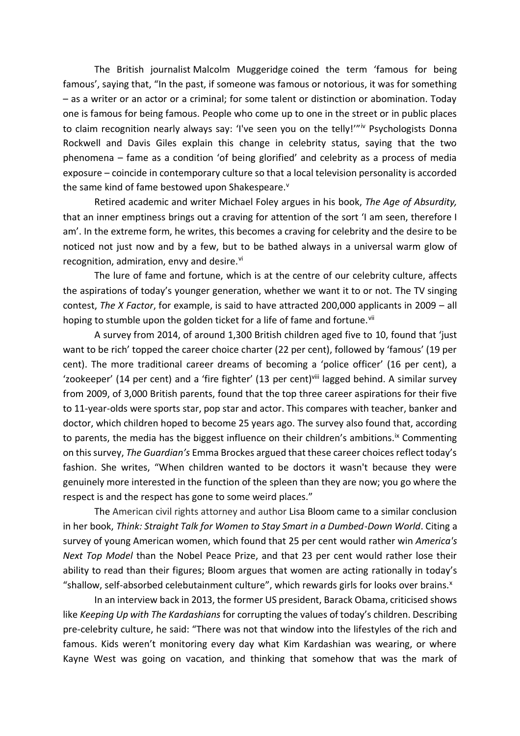The British journalist Malcolm Muggeridge coined the term 'famous for being famous', saying that, "In the past, if someone was famous or notorious, it was for something – as a writer or an actor or a criminal; for some talent or distinction or abomination. Today one is famous for being famous. People who come up to one in the street or in public places to claim recognition nearly always say: 'I've seen you on the telly!'"[iv] Psychologists Donna Rockwell and Davis Giles explain this change in celebrity status, saying that the two phenomena – fame as a condition 'of being glorified' and celebrity as a process of media exposure – coincide in contemporary culture so that a local television personality is accorded the same kind of fame bestowed upon Shakespeare.[v]

Retired academic and writer Michael Foley argues in his book, *The Age of Absurdity,* that an inner emptiness brings out a craving for attention of the sort 'I am seen, therefore I am'. In the extreme form, he writes, this becomes a craving for celebrity and the desire to be noticed not just now and by a few, but to be bathed always in a universal warm glow of recognition, admiration, envy and desire.[vi]

The lure of fame and fortune, which is at the centre of our celebrity culture, affects the aspirations of today's younger generation, whether we want it to or not. The TV singing contest, *The X Factor*, for example, is said to have attracted 200,000 applicants in 2009 – all hoping to stumble upon the golden ticket for a life of fame and fortune.[vii]

A survey from 2014, of around 1,300 British children aged five to 10, found that 'just want to be rich' topped the career choice charter (22 per cent), followed by 'famous' (19 per cent). The more traditional career dreams of becoming a 'police officer' (16 per cent), a 'zookeeper' (14 per cent) and a 'fire fighter' (13 per cent)[viii] lagged behind. A similar survey from 2009, of 3,000 British parents, found that the top three career aspirations for their five to 11-year-olds were sports star, pop star and actor. This compares with teacher, banker and doctor, which children hoped to become 25 years ago. The survey also found that, according to parents, the media has the biggest influence on their children's ambitions.[ix] Commenting on this survey, *The Guardian's* Emma Brockes argued that these career choices reflect today's fashion. She writes, "When children wanted to be doctors it wasn't because they were genuinely more interested in the function of the spleen than they are now; you go where the respect is and the respect has gone to some weird places."

The American civil rights attorney and author Lisa Bloom came to a similar conclusion in her book, *Think: Straight Talk for Women to Stay Smart in a Dumbed-Down World*. Citing a survey of young American women, which found that 25 per cent would rather win *America's Next Top Model* than the Nobel Peace Prize, and that 23 per cent would rather lose their ability to read than their figures; Bloom argues that women are acting rationally in today's "shallow, self-absorbed celebutainment culture", which rewards girls for looks over brains.[x]

In an interview back in 2013, the former US president, Barack Obama, criticised shows like *Keeping Up with The Kardashians* for corrupting the values of today's children. Describing pre-celebrity culture, he said: "There was not that window into the lifestyles of the rich and famous. Kids weren't monitoring every day what Kim Kardashian was wearing, or where Kayne West was going on vacation, and thinking that somehow that was the mark of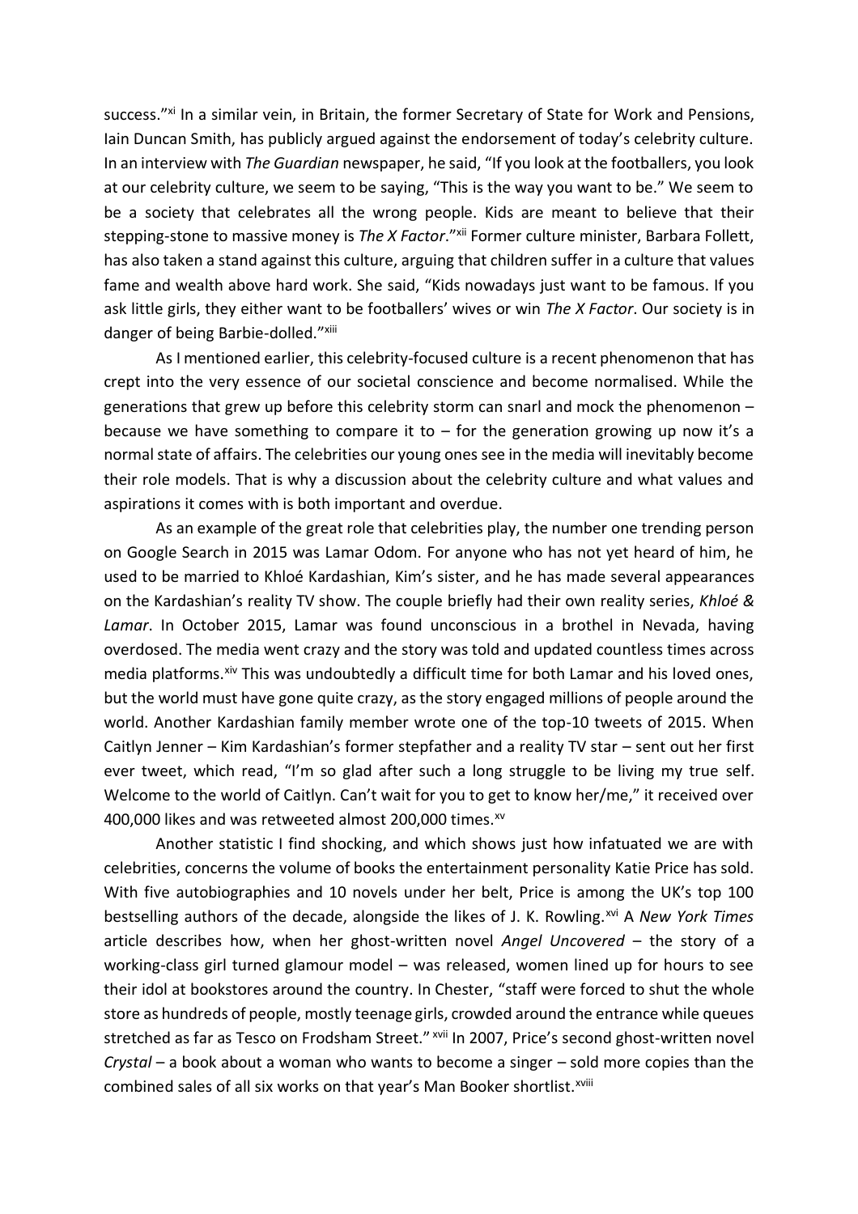success."[xi] In a similar vein, in Britain, the former Secretary of State for Work and Pensions, Iain Duncan Smith, has publicly argued against the endorsement of today's celebrity culture. In an interview with *The Guardian* newspaper, he said, "If you look at the footballers, you look at our celebrity culture, we seem to be saying, "This is the way you want to be." We seem to be a society that celebrates all the wrong people. Kids are meant to believe that their stepping-stone to massive money is *The X Factor*."[xii] Former culture minister, Barbara Follett, has also taken a stand against this culture, arguing that children suffer in a culture that values fame and wealth above hard work. She said, "Kids nowadays just want to be famous. If you ask little girls, they either want to be footballers' wives or win *The X Factor*. Our society is in danger of being Barbie-dolled."[xiii]

As I mentioned earlier, this celebrity-focused culture is a recent phenomenon that has crept into the very essence of our societal conscience and become normalised. While the generations that grew up before this celebrity storm can snarl and mock the phenomenon – because we have something to compare it to – for the generation growing up now it's a normal state of affairs. The celebrities our young ones see in the media will inevitably become their role models. That is why a discussion about the celebrity culture and what values and aspirations it comes with is both important and overdue.

As an example of the great role that celebrities play, the number one trending person on Google Search in 2015 was Lamar Odom. For anyone who has not yet heard of him, he used to be married to Khloé Kardashian, Kim's sister, and he has made several appearances on the Kardashian's reality TV show. The couple briefly had their own reality series, *Khloé & Lamar*. In October 2015, Lamar was found unconscious in a brothel in Nevada, having overdosed. The media went crazy and the story was told and updated countless times across media platforms.[xiv] This was undoubtedly a difficult time for both Lamar and his loved ones, but the world must have gone quite crazy, as the story engaged millions of people around the world. Another Kardashian family member wrote one of the top-10 tweets of 2015. When Caitlyn Jenner – Kim Kardashian's former stepfather and a reality TV star – sent out her first ever tweet, which read, "I'm so glad after such a long struggle to be living my true self. Welcome to the world of Caitlyn. Can't wait for you to get to know her/me," it received over 400,000 likes and was retweeted almost 200,000 times.[xv]

Another statistic I find shocking, and which shows just how infatuated we are with celebrities, concerns the volume of books the entertainment personality Katie Price has sold. With five autobiographies and 10 novels under her belt, Price is among the UK's top 100 bestselling authors of the decade, alongside the likes of J. K. Rowling.[xvi] A *New York Times* article describes how, when her ghost-written novel *Angel Uncovered* – the story of a working-class girl turned glamour model – was released, women lined up for hours to see their idol at bookstores around the country. In Chester, "staff were forced to shut the whole store as hundreds of people, mostly teenage girls, crowded around the entrance while queues stretched as far as Tesco on Frodsham Street." [xvii] In 2007, Price's second ghost-written novel *Crystal* – a book about a woman who wants to become a singer – sold more copies than the combined sales of all six works on that year's Man Booker shortlist.[xviii]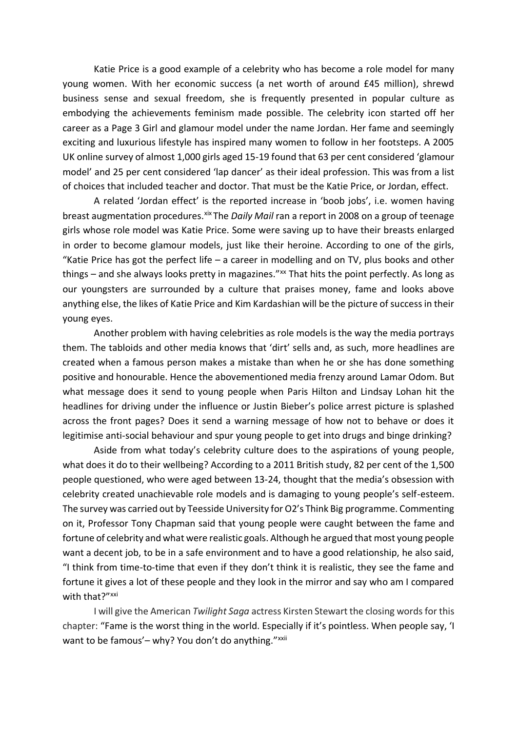Katie Price is a good example of a celebrity who has become a role model for many young women. With her economic success (a net worth of around £45 million), shrewd business sense and sexual freedom, she is frequently presented in popular culture as embodying the achievements feminism made possible. The celebrity icon started off her career as a Page 3 Girl and glamour model under the name Jordan. Her fame and seemingly exciting and luxurious lifestyle has inspired many women to follow in her footsteps. A 2005 UK online survey of almost 1,000 girls aged 15-19 found that 63 per cent considered 'glamour model' and 25 per cent considered 'lap dancer' as their ideal profession. This was from a list of choices that included teacher and doctor. That must be the Katie Price, or Jordan, effect.

A related 'Jordan effect' is the reported increase in 'boob jobs', i.e. women having breast augmentation procedures.[xix] The *Daily Mail* ran a report in 2008 on a group of teenage girls whose role model was Katie Price. Some were saving up to have their breasts enlarged in order to become glamour models, just like their heroine. According to one of the girls, "Katie Price has got the perfect life – a career in modelling and on TV, plus books and other things – and she always looks pretty in magazines."[xx] That hits the point perfectly. As long as our youngsters are surrounded by a culture that praises money, fame and looks above anything else, the likes of Katie Price and Kim Kardashian will be the picture of success in their young eyes.

Another problem with having celebrities as role models is the way the media portrays them. The tabloids and other media knows that 'dirt' sells and, as such, more headlines are created when a famous person makes a mistake than when he or she has done something positive and honourable. Hence the abovementioned media frenzy around Lamar Odom. But what message does it send to young people when Paris Hilton and Lindsay Lohan hit the headlines for driving under the influence or Justin Bieber's police arrest picture is splashed across the front pages? Does it send a warning message of how not to behave or does it legitimise anti-social behaviour and spur young people to get into drugs and binge drinking?

Aside from what today's celebrity culture does to the aspirations of young people, what does it do to their wellbeing? According to a 2011 British study, 82 per cent of the 1,500 people questioned, who were aged between 13-24, thought that the media's obsession with celebrity created unachievable role models and is damaging to young people's self-esteem. The survey was carried out by Teesside University for O2's Think Big programme. Commenting on it, Professor Tony Chapman said that young people were caught between the fame and fortune of celebrity and what were realistic goals. Although he argued that most young people want a decent job, to be in a safe environment and to have a good relationship, he also said, "I think from time-to-time that even if they don't think it is realistic, they see the fame and fortune it gives a lot of these people and they look in the mirror and say who am I compared with that?"[xxi]

I will give the American *Twilight Saga* actress Kirsten Stewart the closing words for this chapter: "Fame is the worst thing in the world. Especially if it's pointless. When people say, 'I want to be famous'– why? You don't do anything."[xxii]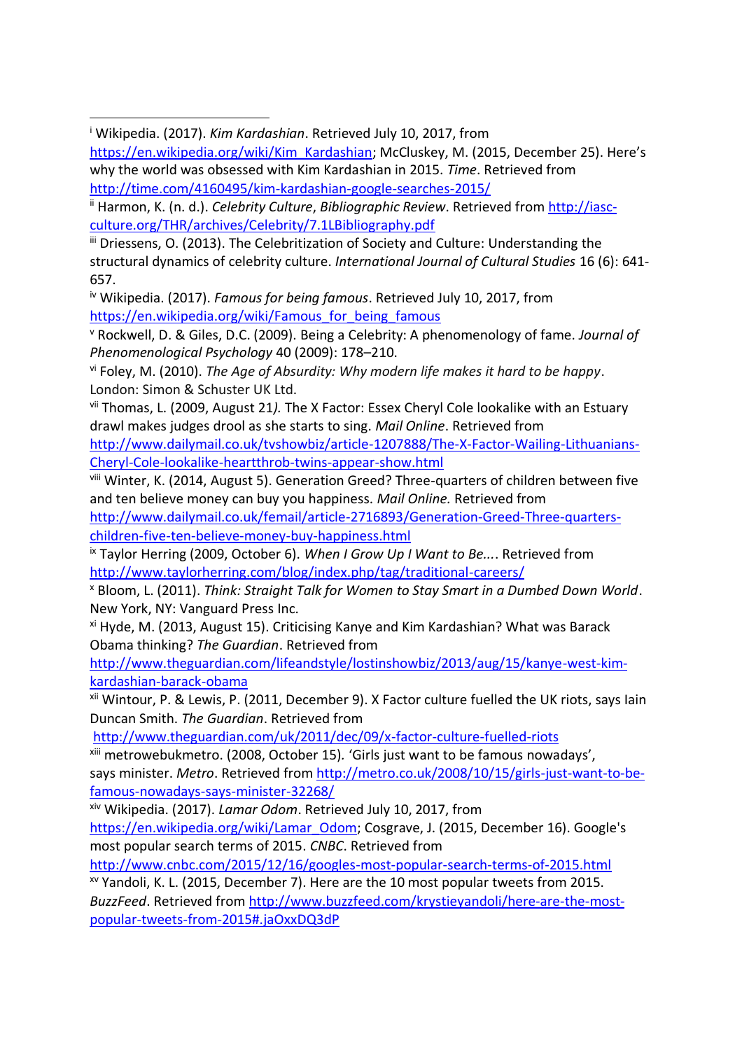[i] Wikipedia. (2017). *Kim Kardashian*. Retrieved July 10, 2017, from https://en.wikipedia.org/wiki/Kim_Kardashian; McCluskey, M. (2015, December 25). Here's why the world was obsessed with Kim Kardashian in 2015. *Time*. Retrieved from http://time.com/4160495/kim-kardashian-google-searches-2015/

[ii] Harmon, K. (n. d.). *Celebrity Culture*, *Bibliographic Review*. Retrieved from http://iasc-culture.org/THR/archives/Celebrity/7.1LBibliography.pdf

[iii] Driessens, O. (2013). The Celebritization of Society and Culture: Understanding the structural dynamics of celebrity culture. *International Journal of Cultural Studies* 16 (6): 641-657.

[iv] Wikipedia. (2017). *Famous for being famous*. Retrieved July 10, 2017, from https://en.wikipedia.org/wiki/Famous_for_being_famous

[v] Rockwell, D. & Giles, D.C. (2009). Being a Celebrity: A phenomenology of fame. *Journal of Phenomenological Psychology* 40 (2009): 178–210.

[vi] Foley, M. (2010). *The Age of Absurdity: Why modern life makes it hard to be happy*. London: Simon & Schuster UK Ltd.

[vii] Thomas, L. (2009, August 21*).* The X Factor: Essex Cheryl Cole lookalike with an Estuary drawl makes judges drool as she starts to sing. *Mail Online*. Retrieved from http://www.dailymail.co.uk/tvshowbiz/article-1207888/The-X-Factor-Wailing-Lithuanians-Cheryl-Cole-lookalike-heartthrob-twins-appear-show.html

[viii] Winter, K. (2014, August 5). Generation Greed? Three-quarters of children between five and ten believe money can buy you happiness. *Mail Online.* Retrieved from http://www.dailymail.co.uk/femail/article-2716893/Generation-Greed-Three-quarters-children-five-ten-believe-money-buy-happiness.html

[ix] Taylor Herring (2009, October 6). *When I Grow Up I Want to Be...*. Retrieved from http://www.taylorherring.com/blog/index.php/tag/traditional-careers/

[x] Bloom, L. (2011). *Think: Straight Talk for Women to Stay Smart in a Dumbed Down World*. New York, NY: Vanguard Press Inc.

[xi] Hyde, M. (2013, August 15). Criticising Kanye and Kim Kardashian? What was Barack Obama thinking? *The Guardian*. Retrieved from http://www.theguardian.com/lifeandstyle/lostinshowbiz/2013/aug/15/kanye-west-kim-kardashian-barack-obama

[xii] Wintour, P. & Lewis, P. (2011, December 9). X Factor culture fuelled the UK riots, says Iain Duncan Smith. *The Guardian*. Retrieved from http://www.theguardian.com/uk/2011/dec/09/x-factor-culture-fuelled-riots

[xiii] metrowebukmetro. (2008, October 15). 'Girls just want to be famous nowadays', says minister. *Metro*. Retrieved from http://metro.co.uk/2008/10/15/girls-just-want-to-be-famous-nowadays-says-minister-32268/

[xiv] Wikipedia. (2017). *Lamar Odom*. Retrieved July 10, 2017, from https://en.wikipedia.org/wiki/Lamar_Odom; Cosgrave, J. (2015, December 16). Google's most popular search terms of 2015. *CNBC*. Retrieved from http://www.cnbc.com/2015/12/16/googles-most-popular-search-terms-of-2015.html

[xv] Yandoli, K. L. (2015, December 7). Here are the 10 most popular tweets from 2015. *BuzzFeed*. Retrieved from http://www.buzzfeed.com/krystieyandoli/here-are-the-most-popular-tweets-from-2015#.jaOxxDQ3dP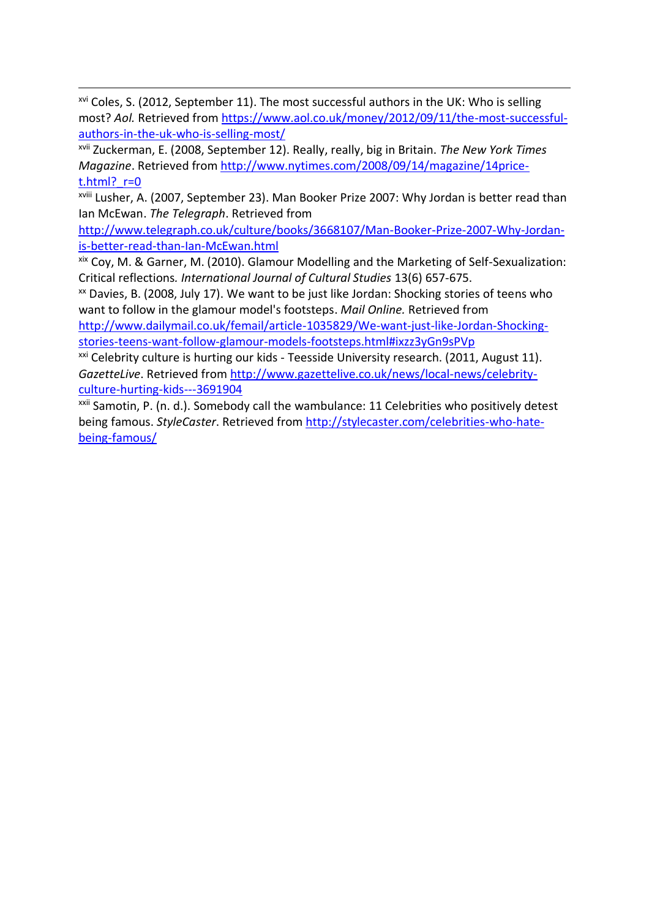[xvi] Coles, S. (2012, September 11). The most successful authors in the UK: Who is selling most? *Aol.* Retrieved from https://www.aol.co.uk/money/2012/09/11/the-most-successful-authors-in-the-uk-who-is-selling-most/

[xvii] Zuckerman, E. (2008, September 12). Really, really, big in Britain. *The New York Times Magazine*. Retrieved from http://www.nytimes.com/2008/09/14/magazine/14price-t.html?_r=0

[xviii] Lusher, A. (2007, September 23). Man Booker Prize 2007: Why Jordan is better read than Ian McEwan. *The Telegraph*. Retrieved from http://www.telegraph.co.uk/culture/books/3668107/Man-Booker-Prize-2007-Why-Jordan-is-better-read-than-Ian-McEwan.html

[xix] Coy, M. & Garner, M. (2010). Glamour Modelling and the Marketing of Self-Sexualization: Critical reflections*. International Journal of Cultural Studies* 13(6) 657-675.

[xx] Davies, B. (2008, July 17). We want to be just like Jordan: Shocking stories of teens who want to follow in the glamour model's footsteps. *Mail Online.* Retrieved from http://www.dailymail.co.uk/femail/article-1035829/We-want-just-like-Jordan-Shocking-stories-teens-want-follow-glamour-models-footsteps.html#ixzz3yGn9sPVp

[xxi] Celebrity culture is hurting our kids - Teesside University research. (2011, August 11). *GazetteLive*. Retrieved from http://www.gazettelive.co.uk/news/local-news/celebrity-culture-hurting-kids---3691904

[xxii] Samotin, P. (n. d.). Somebody call the wambulance: 11 Celebrities who positively detest being famous. *StyleCaster*. Retrieved from http://stylecaster.com/celebrities-who-hate-being-famous/